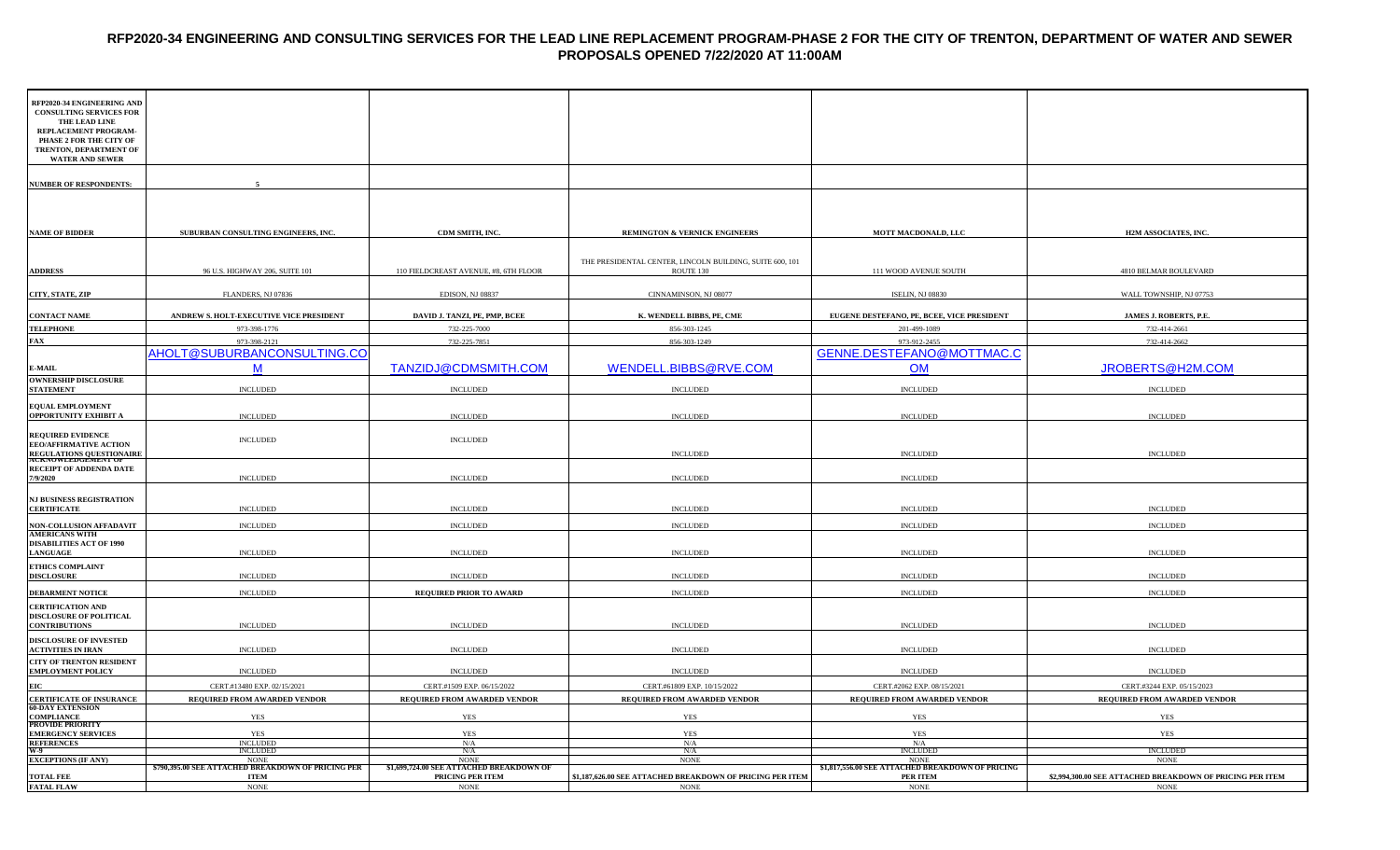# RFP2020-34 ENGINEERING AND CONSULTING SERVICES FOR THE LEAD LINE REPLACEMENT PROGRAM-PHASE 2 FOR THE CITY OF TRENTON, DEPARTMENT OF WATER AND SEWER
## PROPOSALS OPENED 7/22/2020 AT 11:00AM

| RFP2020-34 ENGINEERING AND CONSULTING SERVICES FOR THE LEAD LINE REPLACEMENT PROGRAM-PHASE 2 FOR THE CITY OF TRENTON, DEPARTMENT OF WATER AND SEWER | | | | | |
|---|---|---|---|---|---|
| **NUMBER OF RESPONDENTS:** | 5 | | | | |
| **NAME OF BIDDER** | **SUBURBAN CONSULTING ENGINEERS, INC.** | **CDM SMITH, INC.** | **REMINGTON & VERNICK ENGINEERS** | **MOTT MACDONALD, LLC** | **H2M ASSOCIATES, INC.** |
| **ADDRESS** | 96 U.S. HIGHWAY 206, SUITE 101 | 110 FIELDCREAST AVENUE, #8, 6TH FLOOR | THE PRESIDENTAL CENTER, LINCOLN BUILDING, SUITE 600, 101 ROUTE 130 | 111 WOOD AVENUE SOUTH | 4810 BELMAR BOULEVARD |
| **CITY, STATE, ZIP** | FLANDERS, NJ 07836 | EDISON, NJ 08837 | CINNAMINSON, NJ 08077 | ISELIN, NJ 08830 | WALL TOWNSHIP, NJ 07753 |
| **CONTACT NAME** | ANDREW S. HOLT-EXECUTIVE VICE PRESIDENT | DAVID J. TANZI, PE, PMP, BCEE | K. WENDELL BIBBS, PE, CME | EUGENE DESTEFANO, PE, BCEE, VICE PRESIDENT | JAMES J. ROBERTS, P.E. |
| **TELEPHONE** | 973-398-1776 | 732-225-7000 | 856-303-1245 | 201-499-1089 | 732-414-2661 |
| **FAX** | 973-398-2121 | 732-225-7851 | 856-303-1249 | 973-912-2455 | 732-414-2662 |
| **E-MAIL** | AHOLT@SUBURBANCONSULTING.COM | TANZIDJ@CDMSMITH.COM | WENDELL.BIBBS@RVE.COM | GENNE.DESTEFANO@MOTTMAC.COM | JROBERTS@H2M.COM |
| **OWNERSHIP DISCLOSURE STATEMENT** | INCLUDED | INCLUDED | INCLUDED | INCLUDED | INCLUDED |
| **EQUAL EMPLOYMENT OPPORTUNITY EXHIBIT A** | INCLUDED | INCLUDED | INCLUDED | INCLUDED | INCLUDED |
| **REQUIRED EVIDENCE EEO/AFFIRMATIVE ACTION REGULATIONS QUESTIONAIRE** | INCLUDED | INCLUDED | INCLUDED | INCLUDED | INCLUDED |
| **ACKNOWLEDGEMENT OF RECEIPT OF ADDENDA DATE 7/9/2020** | INCLUDED | INCLUDED | INCLUDED | INCLUDED | |
| **NJ BUSINESS REGISTRATION CERTIFICATE** | INCLUDED | INCLUDED | INCLUDED | INCLUDED | INCLUDED |
| **NON-COLLUSION AFFADAVIT** | INCLUDED | INCLUDED | INCLUDED | INCLUDED | INCLUDED |
| **AMERICANS WITH DISABILITIES ACT OF 1990 LANGUAGE** | INCLUDED | INCLUDED | INCLUDED | INCLUDED | INCLUDED |
| **ETHICS COMPLAINT DISCLOSURE** | INCLUDED | INCLUDED | INCLUDED | INCLUDED | INCLUDED |
| **DEBARMENT NOTICE** | INCLUDED | **REQUIRED PRIOR TO AWARD** | INCLUDED | INCLUDED | INCLUDED |
| **CERTIFICATION AND DISCLOSURE OF POLITICAL CONTRIBUTIONS** | INCLUDED | INCLUDED | INCLUDED | INCLUDED | INCLUDED |
| **DISCLOSURE OF INVESTED ACTIVITIES IN IRAN** | INCLUDED | INCLUDED | INCLUDED | INCLUDED | INCLUDED |
| **CITY OF TRENTON RESIDENT EMPLOYMENT POLICY** | INCLUDED | INCLUDED | INCLUDED | INCLUDED | INCLUDED |
| **EIC** | CERT.#13480 EXP. 02/15/2021 | CERT.#1509 EXP. 06/15/2022 | CERT.#61809 EXP. 10/15/2022 | CERT.#2062 EXP. 08/15/2021 | CERT.#3244 EXP. 05/15/2023 |
| **CERTIFICATE OF INSURANCE** | **REQUIRED FROM AWARDED VENDOR** | **REQUIRED FROM AWARDED VENDOR** | **REQUIRED FROM AWARDED VENDOR** | **REQUIRED FROM AWARDED VENDOR** | **REQUIRED FROM AWARDED VENDOR** |
| **60-DAY EXTENSION COMPLIANCE** | YES | YES | YES | YES | YES |
| **PROVIDE PRIORITY EMERGENCY SERVICES** | YES | YES | YES | YES | YES |
| **REFERENCES** | INCLUDED | N/A | N/A | N/A | N/A |
| **W-9** | INCLUDED | N/A | N/A | INCLUDED | INCLUDED |
| **EXCEPTIONS (IF ANY)** | NONE | NONE | NONE | NONE | NONE |
| **TOTAL FEE** | **$790,395.00 SEE ATTACHED BREAKDOWN OF PRICING PER ITEM** | **$1,699,724.00 SEE ATTACHED BREAKDOWN OF PRICING PER ITEM** | **$1,187,626.00 SEE ATTACHED BREAKDOWN OF PRICING PER ITEM** | **$1,817,556.00 SEE ATTACHED BREAKDOWN OF PRICING PER ITEM** | **$2,994,300.00 SEE ATTACHED BREAKDOWN OF PRICING PER ITEM** |
| **FATAL FLAW** | NONE | NONE | NONE | NONE | NONE |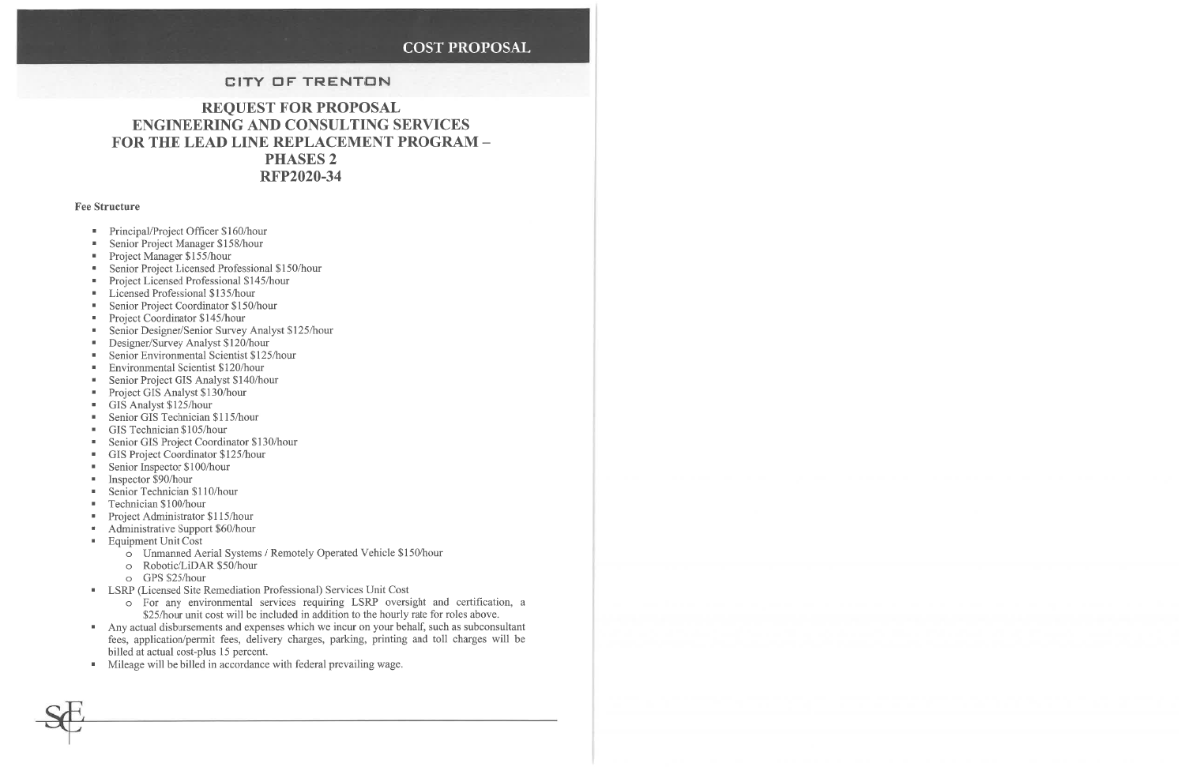# COST PROPOSAL

## CITY OF TRENTON

## REQUEST FOR PROPOSAL ENGINEERING AND CONSULTING SERVICES FOR THE LEAD LINE REPLACEMENT PROGRAM – PHASES 2 RFP2020-34

**Fee Structure**

- Principal/Project Officer $160/hour
- Senior Project Manager $158/hour
- Project Manager $155/hour
- Senior Project Licensed Professional $150/hour
- Project Licensed Professional $145/hour
- Licensed Professional $135/hour
- Senior Project Coordinator $150/hour
- Project Coordinator $145/hour
- Senior Designer/Senior Survey Analyst $125/hour
- Designer/Survey Analyst $120/hour
- Senior Environmental Scientist $125/hour
- Environmental Scientist $120/hour
- Senior Project GIS Analyst $140/hour
- Project GIS Analyst $130/hour
- GIS Analyst $125/hour
- Senior GIS Technician $115/hour
- GIS Technician $105/hour
- Senior GIS Project Coordinator $130/hour
- GIS Project Coordinator $125/hour
- Senior Inspector $100/hour
- Inspector $90/hour
- Senior Technician $110/hour
- Technician $100/hour
- Project Administrator $115/hour
- Administrative Support $60/hour
- Equipment Unit Cost
  - Unmanned Aerial Systems / Remotely Operated Vehicle $150/hour
  - Robotic/LiDAR $50/hour
  - GPS $25/hour
- LSRP (Licensed Site Remediation Professional) Services Unit Cost
  - For any environmental services requiring LSRP oversight and certification, a $25/hour unit cost will be included in addition to the hourly rate for roles above.
- Any actual disbursements and expenses which we incur on your behalf, such as subconsultant fees, application/permit fees, delivery charges, parking, printing and toll charges will be billed at actual cost-plus 15 percent.
- Mileage will be billed in accordance with federal prevailing wage.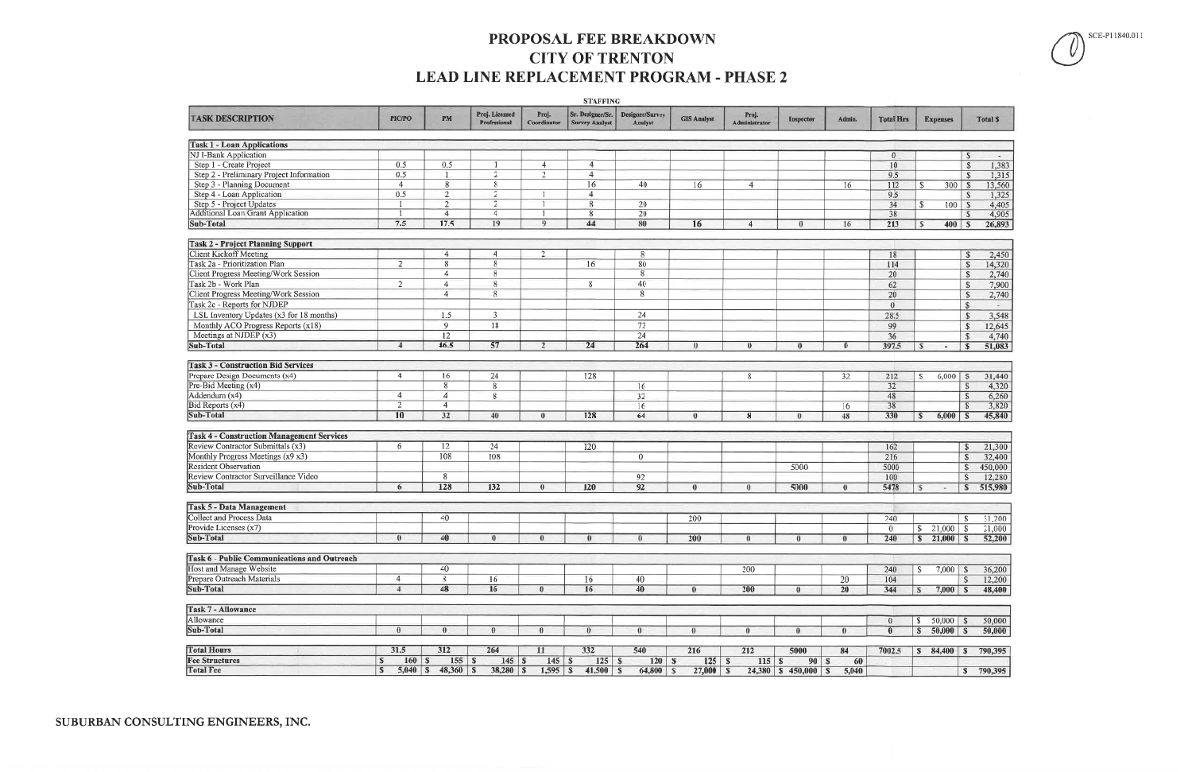# PROPOSAL FEE BREAKDOWN
# CITY OF TRENTON
# LEAD LINE REPLACEMENT PROGRAM - PHASE 2

SCE-P11840.011

| TASK DESCRIPTION | STAFFING | | | | | | | | | | | | |
|---|---|---|---|---|---|---|---|---|---|---|---|---|---|
| | PIC/PO | PM | Proj. Licensed Professional | Proj. Coordinator | Sr. Designer/Sr. Survey Analyst | Designer/Survey Analyst | GIS Analyst | Proj. Administrator | Inspector | Admin. | Total Hrs | Expenses | Total $ |
| **Task 1 - Loan Applications** | | | | | | | | | | | | | |
| NJ I-Bank Application | | | | | | | | | | | 0 | | $ - |
| Step 1 - Create Project | 0.5 | 0.5 | 1 | 4 | 4 | | | | | | 10 | | $ 1,383 |
| Step 2 - Preliminary Project Information | 0.5 | 1 | 2 | 2 | 4 | | | | | | 9.5 | | $ 1,315 |
| Step 3 - Planning Document | 4 | 8 | 8 | | 16 | 40 | 16 | 4 | | 16 | 112 | $ 300 | $ 13,560 |
| Step 4 - Loan Application | 0.5 | 2 | 2 | 1 | 4 | | | | | | 9.5 | | $ 1,325 |
| Step 5 - Project Updates | 1 | 2 | 2 | 1 | 8 | 20 | | | | | 34 | $ 100 | $ 4,405 |
| Additional Loan/Grant Application | 1 | 4 | 4 | 1 | 8 | 20 | | | | | 38 | | $ 4,905 |
| **Sub-Total** | **7.5** | **17.5** | **19** | **9** | **44** | **80** | **16** | **4** | **0** | **16** | **213** | **$ 400** | **$ 26,893** |
| **Task 2 - Project Planning Support** | | | | | | | | | | | | | |
| Client Kickoff Meeting | | 4 | 4 | 2 | | 8 | | | | | 18 | | $ 2,450 |
| Task 2a - Prioritization Plan | 2 | 8 | 8 | | 16 | 80 | | | | | 114 | | $ 14,320 |
| Client Progress Meeting/Work Session | | 4 | 8 | | | 8 | | | | | 20 | | $ 2,740 |
| Task 2b - Work Plan | 2 | 4 | 8 | | 8 | 40 | | | | | 62 | | $ 7,900 |
| Client Progress Meeting/Work Session | | 4 | 8 | | | 8 | | | | | 20 | | $ 2,740 |
| Task 2c - Reports for NJDEP | | | | | | | | | | | 0 | | $ - |
| LSL Inventory Updates (x3 for 18 months) | | 1.5 | 3 | | | 24 | | | | | 28.5 | | $ 3,548 |
| Monthly ACO Progress Reports (x18) | | 9 | 18 | | | 72 | | | | | 99 | | $ 12,645 |
| Meetings at NJDEP (x3) | | 12 | | | | 24 | | | | | 36 | | $ 4,740 |
| **Sub-Total** | **4** | **46.5** | **57** | **2** | **24** | **264** | **0** | **0** | **0** | **0** | **397.5** | **$ -** | **$ 51,083** |
| **Task 3 - Construction Bid Services** | | | | | | | | | | | | | |
| Prepare Design Documents (x4) | 4 | 16 | 24 | | 128 | | | 8 | | 32 | 212 | $ 6,000 | $ 31,440 |
| Pre-Bid Meeting (x4) | | 8 | 8 | | | 16 | | | | | 32 | | $ 4,320 |
| Addendum (x4) | 4 | 4 | 8 | | | 32 | | | | | 48 | | $ 6,260 |
| Bid Reports (x4) | 2 | 4 | | | | 16 | | | | 16 | 38 | | $ 3,820 |
| **Sub-Total** | **10** | **32** | **40** | **0** | **128** | **64** | **0** | **8** | **0** | **48** | **330** | **$ 6,000** | **$ 45,840** |
| **Task 4 - Construction Management Services** | | | | | | | | | | | | | |
| Review Contractor Submittals (x3) | 6 | 12 | 24 | | 120 | | | | | | 162 | | $ 21,300 |
| Monthly Progress Meetings (x9 x3) | | 108 | 108 | | | 0 | | | | | 216 | | $ 32,400 |
| Resident Observation | | | | | | | | | 5000 | | 5000 | | $ 450,000 |
| Review Contractor Surveillance Video | | 8 | | | | 92 | | | | | 100 | | $ 12,280 |
| **Sub-Total** | **6** | **128** | **132** | **0** | **120** | **92** | **0** | **0** | **5000** | **0** | **5478** | **$ -** | **$ 515,980** |
| **Task 5 - Data Management** | | | | | | | | | | | | | |
| Collect and Process Data | | 40 | | | | | 200 | | | | 240 | | $ 31,200 |
| Provide Licenses (x7) | | | | | | | | | | | 0 | $ 21,000 | $ 21,000 |
| **Sub-Total** | **0** | **40** | **0** | **0** | **0** | **0** | **200** | **0** | **0** | **0** | **240** | **$ 21,000** | **$ 52,200** |
| **Task 6 - Public Communications and Outreach** | | | | | | | | | | | | | |
| Host and Manage Website | | 40 | | | | | | 200 | | | 240 | $ 7,000 | $ 36,200 |
| Prepare Outreach Materials | 4 | 8 | 16 | | 16 | 40 | | | | 20 | 104 | | $ 12,200 |
| **Sub-Total** | **4** | **48** | **16** | **0** | **16** | **40** | **0** | **200** | **0** | **20** | **344** | **$ 7,000** | **$ 48,400** |
| **Task 7 - Allowance** | | | | | | | | | | | | | |
| Allowance | | | | | | | | | | | 0 | $ 50,000 | $ 50,000 |
| **Sub-Total** | **0** | **0** | **0** | **0** | **0** | **0** | **0** | **0** | **0** | **0** | **0** | **$ 50,000** | **$ 50,000** |
| **Total Hours** | **31.5** | **312** | **264** | **11** | **332** | **540** | **216** | **212** | **5000** | **84** | **7002.5** | **$ 84,400** | **$ 790,395** |
| **Fee Structures** | **$ 160** | **$ 155** | **$ 145** | **$ 145** | **$ 125** | **$ 120** | **$ 125** | **$ 115** | **$ 90** | **$ 60** | | | |
| **Total Fee** | **$ 5,040** | **$ 48,360** | **$ 38,280** | **$ 1,595** | **$ 41,500** | **$ 64,800** | **$ 27,000** | **$ 24,380** | **$ 450,000** | **$ 5,040** | | | **$ 790,395** |

SUBURBAN CONSULTING ENGINEERS, INC.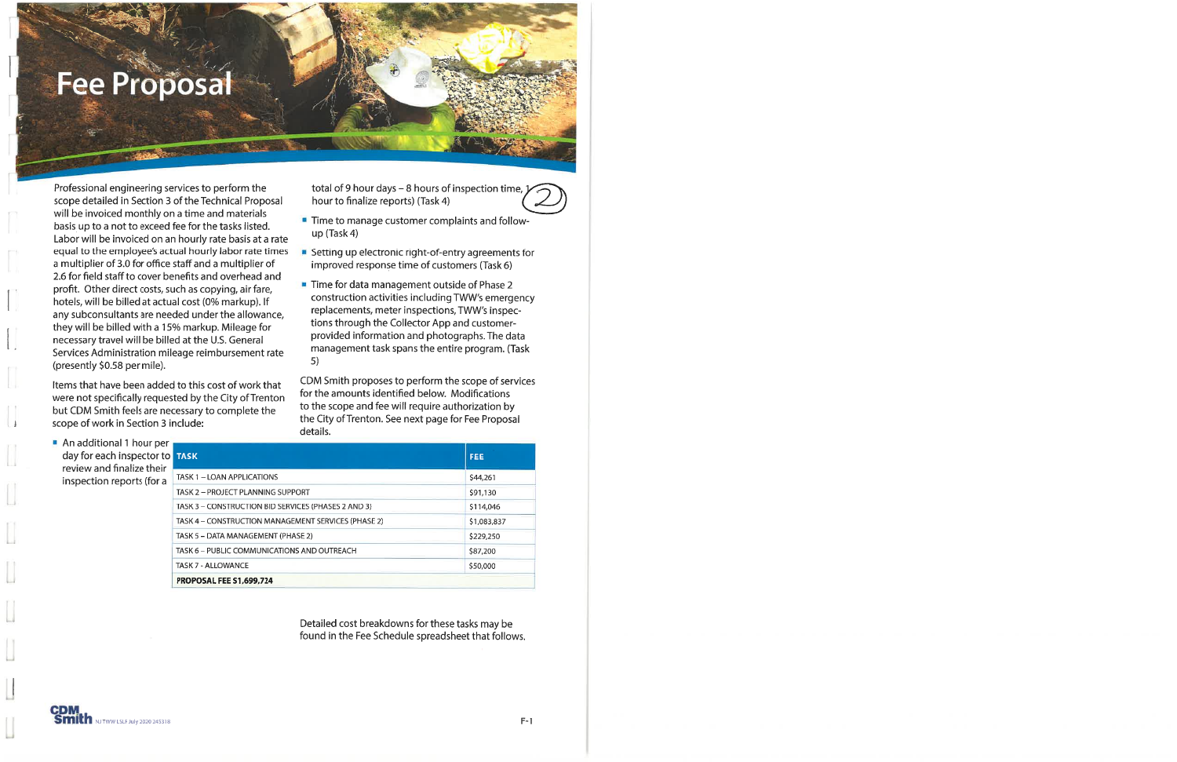# Fee Proposal

Professional engineering services to perform the scope detailed in Section 3 of the Technical Proposal will be invoiced monthly on a time and materials basis up to a not to exceed fee for the tasks listed. Labor will be invoiced on an hourly rate basis at a rate equal to the employee's actual hourly labor rate times a multiplier of 3.0 for office staff and a multiplier of 2.6 for field staff to cover benefits and overhead and profit. Other direct costs, such as copying, air fare, hotels, will be billed at actual cost (0% markup). If any subconsultants are needed under the allowance, they will be billed with a 15% markup. Mileage for necessary travel will be billed at the U.S. General Services Administration mileage reimbursement rate (presently $0.58 per mile).

Items that have been added to this cost of work that were not specifically requested by the City of Trenton but CDM Smith feels are necessary to complete the scope of work in Section 3 include:

- An additional 1 hour per day for each inspector to review and finalize their inspection reports (for a total of 9 hour days – 8 hours of inspection time, 1 hour to finalize reports) (Task 4)
- Time to manage customer complaints and follow-up (Task 4)
- Setting up electronic right-of-entry agreements for improved response time of customers (Task 6)
- Time for data management outside of Phase 2 construction activities including TWW's emergency replacements, meter inspections, TWW's inspections through the Collector App and customer-provided information and photographs. The data management task spans the entire program. (Task 5)

CDM Smith proposes to perform the scope of services for the amounts identified below. Modifications to the scope and fee will require authorization by the City of Trenton. See next page for Fee Proposal details.

| TASK | FEE |
|---|---|
| TASK 1 – LOAN APPLICATIONS | $44,261 |
| TASK 2 – PROJECT PLANNING SUPPORT | $91,130 |
| TASK 3 – CONSTRUCTION BID SERVICES (PHASES 2 AND 3) | $114,046 |
| TASK 4 – CONSTRUCTION MANAGEMENT SERVICES (PHASE 2) | $1,083,837 |
| TASK 5 – DATA MANAGEMENT (PHASE 2) | $229,250 |
| TASK 6 – PUBLIC COMMUNICATIONS AND OUTREACH | $87,200 |
| TASK 7 - ALLOWANCE | $50,000 |
| **PROPOSAL FEE $1,699,724** | |

Detailed cost breakdowns for these tasks may be found in the Fee Schedule spreadsheet that follows.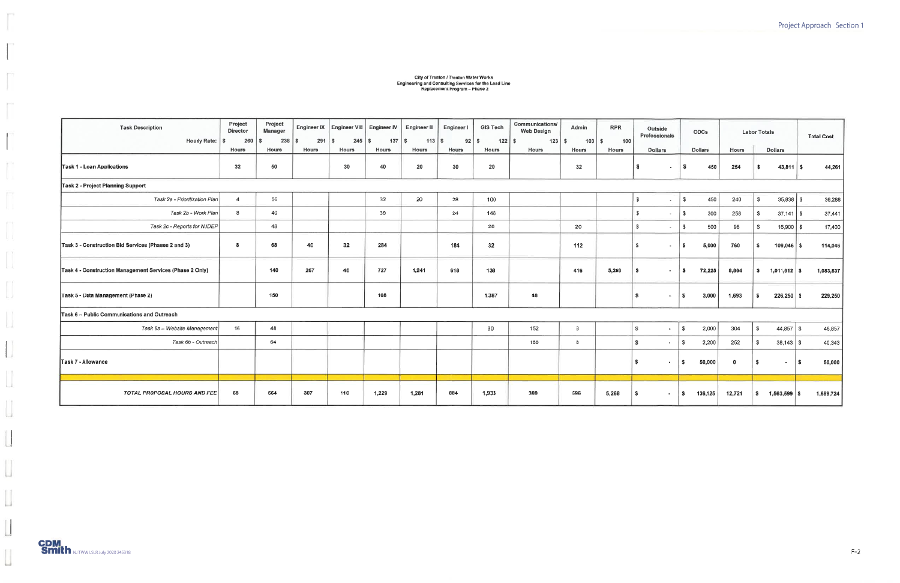City of Trenton / Trenton Water Works
Engineering and Consulting Services for the Lead Line Replacement Program – Phase 2

| Task Description | Project Director | Project Manager | Engineer IX | Engineer VIII | Engineer IV | Engineer III | Engineer I | GIS Tech | Communications/ Web Design | Admin | RPR | Outside Professionals | ODCs | Labor Totals | | Total Cost |
|---|---|---|---|---|---|---|---|---|---|---|---|---|---|---|---|---|
| Hourly Rate: | $ 260 | $ 238 | $ 291 | $ 245 | $ 137 | $ 113 | $ 92 | $ 122 | $ 123 | $ 103 | $ 100 | | | | | |
| | Hours | Hours | Hours | Hours | Hours | Hours | Hours | Hours | Hours | Hours | Hours | Dollars | Dollars | Hours | Dollars | |
| **Task 1 - Loan Applications** | 32 | 50 | | 30 | 40 | 20 | 30 | 20 | | 32 | | $ - | $ 450 | 254 | $ 43,811 | $ 44,261 |
| **Task 2 - Project Planning Support** | | | | | | | | | | | | | | | | |
| *Task 2a - Prioritization Plan* | 4 | 56 | | | 32 | 20 | 28 | 100 | | | | $ - | $ 450 | 240 | $ 35,838 | $ 36,288 |
| *Task 2b - Work Plan* | 8 | 40 | | | 38 | | 24 | 148 | | | | $ - | $ 300 | 258 | $ 37,141 | $ 37,441 |
| *Task 2c - Reports for NJDEP* | | 48 | | | | | | 28 | | 20 | | $ - | $ 500 | 96 | $ 16,900 | $ 17,400 |
| **Task 3 - Construction Bid Services (Phases 2 and 3)** | 8 | 68 | 40 | 32 | 284 | | 184 | 32 | | 112 | | $ - | $ 5,000 | 760 | $ 109,046 | $ 114,046 |
| **Task 4 - Construction Management Services (Phase 2 Only)** | | 140 | 267 | 48 | 727 | 1,241 | 618 | 138 | | 416 | 5,268 | $ - | $ 72,225 | 8,864 | $ 1,011,612 | $ 1,083,837 |
| **Task 5 - Data Management (Phase 2)** | | 150 | | | 108 | | | 1,387 | 48 | | | $ - | $ 3,000 | 1,693 | $ 226,250 | $ 229,250 |
| **Task 6 – Public Communications and Outreach** | | | | | | | | | | | | | | | | |
| *Task 6a – Website Management* | 16 | 48 | | | | | | 80 | 152 | 8 | | $ - | $ 2,000 | 304 | $ 44,857 | $ 46,857 |
| *Task 6b - Outreach* | | 64 | | | | | | | 180 | 8 | | $ - | $ 2,200 | 252 | $ 38,143 | $ 40,343 |
| **Task 7 - Allowance** | | | | | | | | | | | | $ - | $ 50,000 | 0 | $ - | $ 50,000 |
| | | | | | | | | | | | | | | | | |
| ***TOTAL PROPOSAL HOURS AND FEE*** | 68 | 664 | 307 | 110 | 1,229 | 1,281 | 884 | 1,933 | 380 | 596 | 5,268 | $ - | $ 136,125 | 12,721 | $ 1,563,599 | $ 1,699,724 |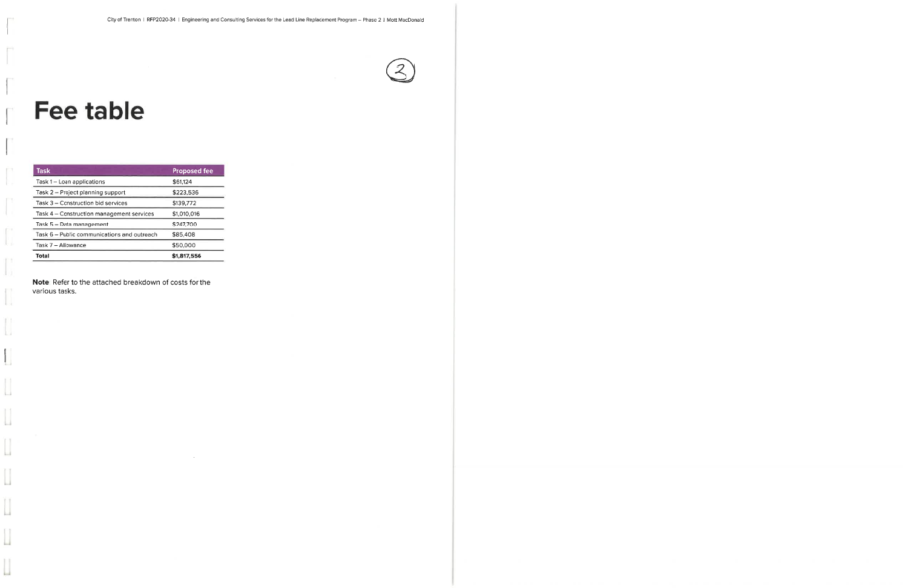# Fee table

| Task | Proposed fee |
| --- | --- |
| Task 1 – Loan applications | $61,124 |
| Task 2 – Project planning support | $223,536 |
| Task 3 – Construction bid services | $139,772 |
| Task 4 – Construction management services | $1,010,016 |
| Task 5 – Data management | $247,700 |
| Task 6 – Public communications and outreach | $85,408 |
| Task 7 – Allowance | $50,000 |
| **Total** | **$1,817,556** |

**Note** Refer to the attached breakdown of costs for the various tasks.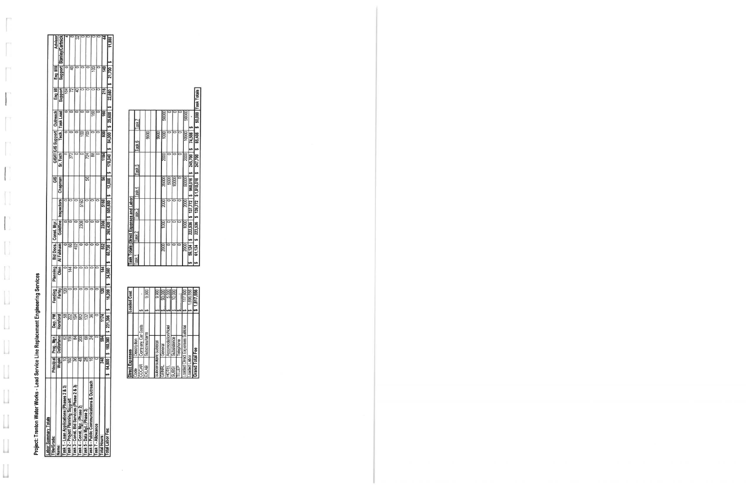# Project: Trenton Water Works - Lead Service Line Replacement Engineering Services

**Labor Summary Totals**

| Title/Grade: | Principal | Prog. Mgr. | Dep. PM | Funding | Planning | Bid Docs. | Const. Mgr. | | GIS | GIS/IT Sr. Tech | GIS Support Tech. | Outreach Task Lead | Eng. I/II Support | Eng. II/III Support | Advisor |
|---|---|---|---|---|---|---|---|---|---|---|---|---|---|---|---|
| Name: | Wujek | DeStefano | Horsford | Farley | Olon | Al Fahham | Goldfine | Inspectors | Chapman | Sr. Tech | Tech. | Task Lead | Support | Support | Stanley/Carnick |
| Task 1 - Loan Applications (Phases 2 & 3) | 10 | 62 | 58 | 120 | 0 | 0 | 0 | 0 | | 0 | 0 | 0 | 104 | 0 | 4 |
| Task 2 - Project Planning Support | 100 | 156 | 202 | 0 | 144 | 60 | 0 | 0 | | 372 | 0 | 0 | 72 | 40 | 8 |
| Task 3 - Const. Bid Services (Phase 2 & 3) | 36 | 84 | 194 | 0 | 0 | 492 | 0 | 0 | | 0 | 0 | 0 | 40 | 0 | 32 |
| Task 4 - Const. Mgt. (Phase 2) | 48 | 200 | 552 | 0 | 0 | 0 | 2308 | 5160 | | 0 | 100 | 0 | 0 | 0 | 0 |
| Task 5 - Data Mgt. (Phase 2) | 28 | 68 | 132 | 0 | 0 | 0 | 0 | 0 | 56 | 724 | 700 | 0 | 0 | 0 | 0 |
| Task 6 - Public Communications & Outreach | 16 | 24 | 36 | 0 | 0 | 0 | 0 | 0 | | 88 | 0 | 160 | 0 | 100 | 0 |
| Task 7 - Allowance | 0 | 0 | 0 | 0 | 0 | 0 | 0 | 0 | | 0 | 0 | 0 | 0 | 0 | 0 |
| Total Hours: | 240 | 594 | 1174 | 120 | 144 | 552 | 2308 | 5160 | 56 | 1184 | 800 | 160 | 216 | 140 | 44 |
| Total Labor Fee: | $ 64,800 | $ 160,380 | $ 231,396 | $ 16,200 | $ 34,560 | $ 60,720 | $ 265,420 | $ 505,680 | $ 12,600 | $ 178,040 | $ 84,000 | $ 29,600 | $ 22,680 | $ 21,700 | $ 11,880 |

**Direct Expenses**

| Code | Description | Loaded Cost | Task 1 | Task 2 | Task 3 | Task 4 | Task 5 | Task 6 | Task 7 |
|---|---|---|---|---|---|---|---|---|---|
| COCAR | Company Car Costs | $ - | | | | | | | |
| EXLAB | Subconsultants | $ 9,900 | | | | | | 9900 | |
| | | | | | | | | | |
| Subconsultant Subtotal | | $ 9,900 | | | | | | 9900 | |
| GENRL | General | $ 93,000 | 2000 | 1000 | 2000 | 35000 | 2000 | 1000 | 50000 |
| HOTEL | Accommodation/Hotel | $ 5,000 | 0 | 0 | 0 | 5000 | 0 | 0 | 0 |
| SUBSI | Subsistence | $ 10,000 | 0 | 0 | 0 | 10000 | 0 | 0 | 0 |
| TELEP | Telephone | $ - | 0 | 0 | 0 | 0 | 0 | 0 | 0 |
| Loaded Direct Expenses Subtotal | | $ 117,900 | 2000 | 1000 | 2000 | 50000 | 2000 | 10900 | 50000 |
| Loaded Labor | | $ 1,699,656 | $ 59,124 | $ 222,536 | $ 137,772 | $ 960,016 | $ 245,700 | $ 74,508 | $ - |
| **Grand Total Fee** | | **$ 1,817,556** | $ 61,124 | $ 223,536 | $ 139,772 | $ 1,010,016 | $ 247,700 | $ 85,408 | $ 50,000 |

Task Totals (Direct Expenses and Labor) — the Task 1 through Task 7 columns above; the final row gives the Task Totals.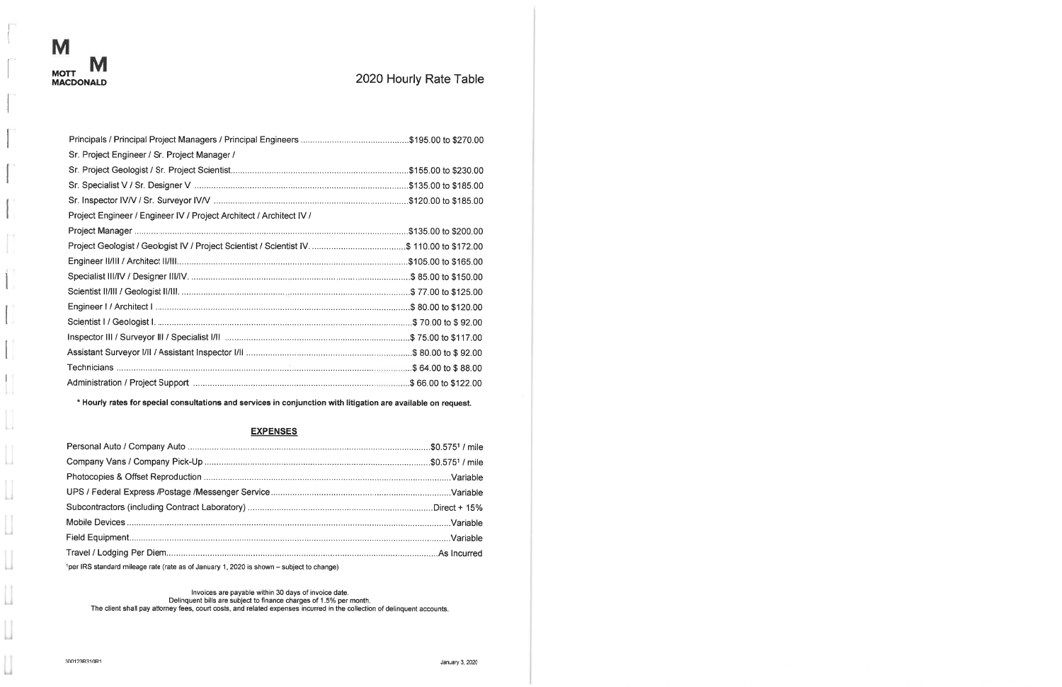MOTT MACDONALD

# 2020 Hourly Rate Table

| Position | Rate |
|---|---|
| Principals / Principal Project Managers / Principal Engineers | $195.00 to $270.00 |
| Sr. Project Engineer / Sr. Project Manager / Sr. Project Geologist / Sr. Project Scientist | $155.00 to $230.00 |
| Sr. Specialist V / Sr. Designer V | $135.00 to $185.00 |
| Sr. Inspector IV/V / Sr. Surveyor IV/V | $120.00 to $185.00 |
| Project Engineer / Engineer IV / Project Architect / Architect IV / Project Manager | $135.00 to $200.00 |
| Project Geologist / Geologist IV / Project Scientist / Scientist IV. | $ 110.00 to $172.00 |
| Engineer II/III / Architect II/III | $105.00 to $165.00 |
| Specialist III/IV / Designer III/IV. | $ 85.00 to $150.00 |
| Scientist II/III / Geologist II/III. | $ 77.00 to $125.00 |
| Engineer I / Architect I | $ 80.00 to $120.00 |
| Scientist I / Geologist I. | $ 70.00 to $ 92.00 |
| Inspector III / Surveyor III / Specialist I/II | $ 75.00 to $117.00 |
| Assistant Surveyor I/II / Assistant Inspector I/II | $ 80.00 to $ 92.00 |
| Technicians | $ 64.00 to $ 88.00 |
| Administration / Project Support | $ 66.00 to $122.00 |

**\* Hourly rates for special consultations and services in conjunction with litigation are available on request.**

## EXPENSES

| Expense | Rate |
|---|---|
| Personal Auto / Company Auto | $0.575[1] / mile |
| Company Vans / Company Pick-Up | $0.575[1] / mile |
| Photocopies & Offset Reproduction | Variable |
| UPS / Federal Express /Postage /Messenger Service | Variable |
| Subcontractors (including Contract Laboratory) | Direct + 15% |
| Mobile Devices | Variable |
| Field Equipment | Variable |
| Travel / Lodging Per Diem | As Incurred |

[1]per IRS standard mileage rate (rate as of January 1, 2020 is shown – subject to change)

Invoices are payable within 30 days of invoice date.
Delinquent bills are subject to finance charges of 1.5% per month.
The client shall pay attorney fees, court costs, and related expenses incurred in the collection of delinquent accounts.

300123B310R1 January 3, 2020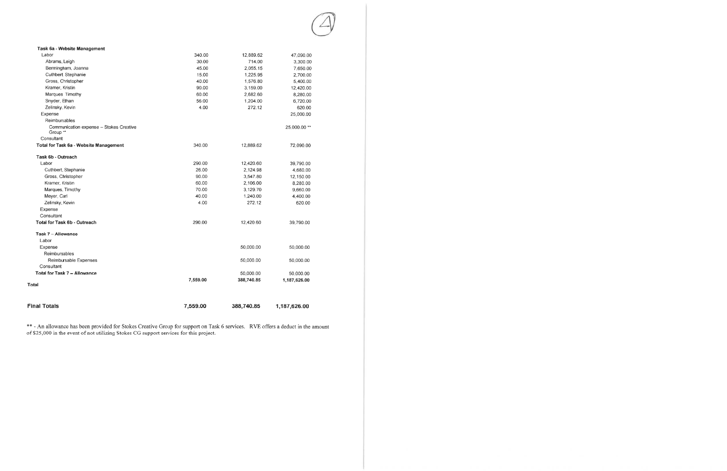| | | | |
|---|---|---|---|
| **Task 6a - Website Management** | | | |
| Labor | 340.00 | 12,889.62 | 47,090.00 |
| Abrams, Leigh | 30.00 | 714.00 | 3,300.00 |
| Bermingham, Joanna | 45.00 | 2,055.15 | 7,650.00 |
| Cuthbert Stephanie | 15.00 | 1,225.95 | 2,700.00 |
| Gross, Christopher | 40.00 | 1,576.80 | 5,400.00 |
| Kramer, Kristin | 90.00 | 3,159.00 | 12,420.00 |
| Marques Timothy | 60.00 | 2,682.60 | 8,280.00 |
| Snyder, Ethan | 56.00 | 1,204.00 | 6,720.00 |
| Zelinsky, Kevin | 4.00 | 272.12 | 620.00 |
| Expense | | | 25,000.00 |
| Reimbursables | | | |
| Communication expense – Stokes Creative Group ** | | | 25,000.00 ** |
| Consultant | | | |
| **Total for Task 6a - Website Management** | 340.00 | 12,889.62 | 72,090.00 |
| **Task 6b - Outreach** | | | |
| Labor | 290.00 | 12,420.60 | 39,790.00 |
| Cuthbert, Stephanie | 26.00 | 2,124.98 | 4,680.00 |
| Gross, Christopher | 90.00 | 3,547.80 | 12,150.00 |
| Kramer, Kristin | 60.00 | 2,106.00 | 8,280.00 |
| Marques, Timothy | 70.00 | 3,129.70 | 9,660.00 |
| Meyer, Carl | 40.00 | 1,240.00 | 4,400.00 |
| Zelinsky, Kevin | 4.00 | 272.12 | 620.00 |
| Expense | | | |
| Consultant | | | |
| **Total for Task 6b - Outreach** | 290.00 | 12,420.60 | 39,790.00 |
| **Task 7 – Allowance** | | | |
| Labor | | | |
| Expense | | 50,000.00 | 50,000.00 |
| Reimbursables | | | |
| Reimbursable Expenses | | 50,000.00 | 50,000.00 |
| Consultant | | | |
| **Total for Task 7 – Allowance** | | 50,000.00 | 50,000.00 |
| **Total** | **7,559.00** | **388,740.85** | **1,187,626.00** |
| **Final Totals** | **7,559.00** | **388,740.85** | **1,187,626.00** |

** - An allowance has been provided for Stokes Creative Group for support on Task 6 services. RVE offers a deduct in the amount of $25,000 in the event of not utilizing Stokes CG support services for this project.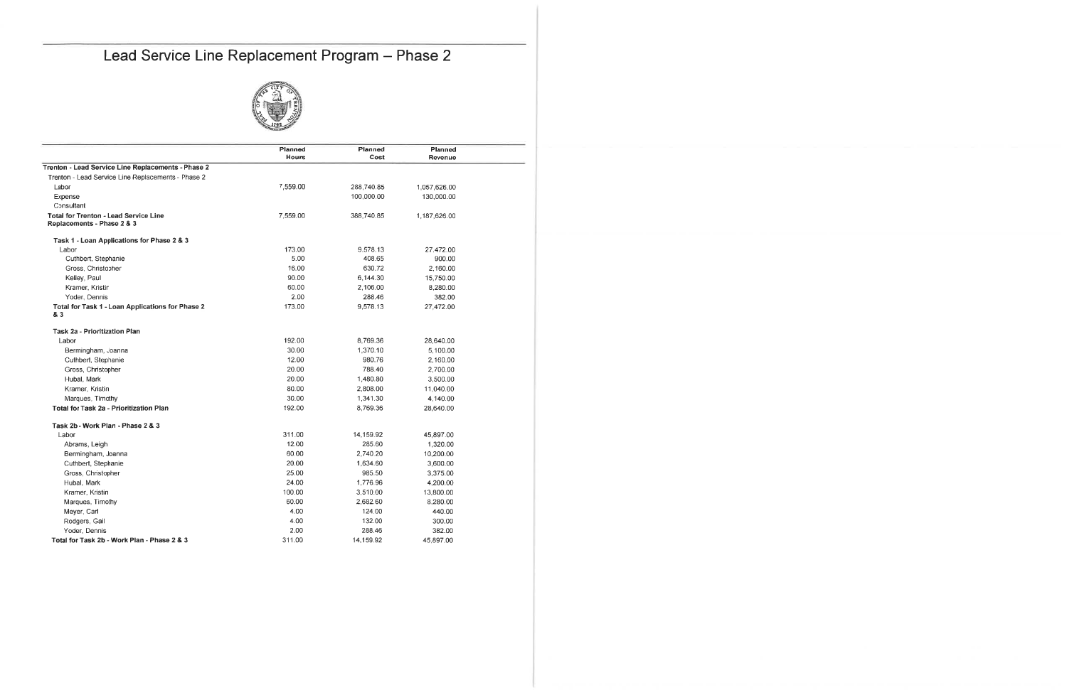# Lead Service Line Replacement Program – Phase 2

| | Planned Hours | Planned Cost | Planned Revenue |
|---|---|---|---|
| **Trenton - Lead Service Line Replacements - Phase 2** | | | |
| Trenton - Lead Service Line Replacements - Phase 2 | | | |
| Labor | 7,559.00 | 288,740.85 | 1,057,626.00 |
| Expense | | 100,000.00 | 130,000.00 |
| Consultant | | | |
| **Total for Trenton - Lead Service Line Replacements - Phase 2 & 3** | 7,559.00 | 388,740.85 | 1,187,626.00 |
| **Task 1 - Loan Applications for Phase 2 & 3** | | | |
| Labor | 173.00 | 9,578.13 | 27,472.00 |
| Cuthbert, Stephanie | 5.00 | 408.65 | 900.00 |
| Gross, Christopher | 16.00 | 630.72 | 2,160.00 |
| Kelley, Paul | 90.00 | 6,144.30 | 15,750.00 |
| Kramer, Kristin | 60.00 | 2,106.00 | 8,280.00 |
| Yoder, Dennis | 2.00 | 288.46 | 382.00 |
| **Total for Task 1 - Loan Applications for Phase 2 & 3** | 173.00 | 9,578.13 | 27,472.00 |
| **Task 2a - Prioritization Plan** | | | |
| Labor | 192.00 | 8,769.36 | 28,640.00 |
| Bermingham, Joanna | 30.00 | 1,370.10 | 5,100.00 |
| Cuthbert, Stephanie | 12.00 | 980.76 | 2,160.00 |
| Gross, Christopher | 20.00 | 788.40 | 2,700.00 |
| Hubal, Mark | 20.00 | 1,480.80 | 3,500.00 |
| Kramer, Kristin | 80.00 | 2,808.00 | 11,040.00 |
| Marques, Timothy | 30.00 | 1,341.30 | 4,140.00 |
| **Total for Task 2a - Prioritization Plan** | 192.00 | 8,769.36 | 28,640.00 |
| **Task 2b - Work Plan - Phase 2 & 3** | | | |
| Labor | 311.00 | 14,159.92 | 45,897.00 |
| Abrams, Leigh | 12.00 | 285.60 | 1,320.00 |
| Bermingham, Joanna | 60.00 | 2,740.20 | 10,200.00 |
| Cuthbert, Stephanie | 20.00 | 1,634.60 | 3,600.00 |
| Gross, Christopher | 25.00 | 985.50 | 3,375.00 |
| Hubal, Mark | 24.00 | 1,776.96 | 4,200.00 |
| Kramer, Kristin | 100.00 | 3,510.00 | 13,800.00 |
| Marques, Timothy | 60.00 | 2,682.60 | 8,280.00 |
| Meyer, Carl | 4.00 | 124.00 | 440.00 |
| Rodgers, Gail | 4.00 | 132.00 | 300.00 |
| Yoder, Dennis | 2.00 | 288.46 | 382.00 |
| **Total for Task 2b - Work Plan - Phase 2 & 3** | 311.00 | 14,159.92 | 45,897.00 |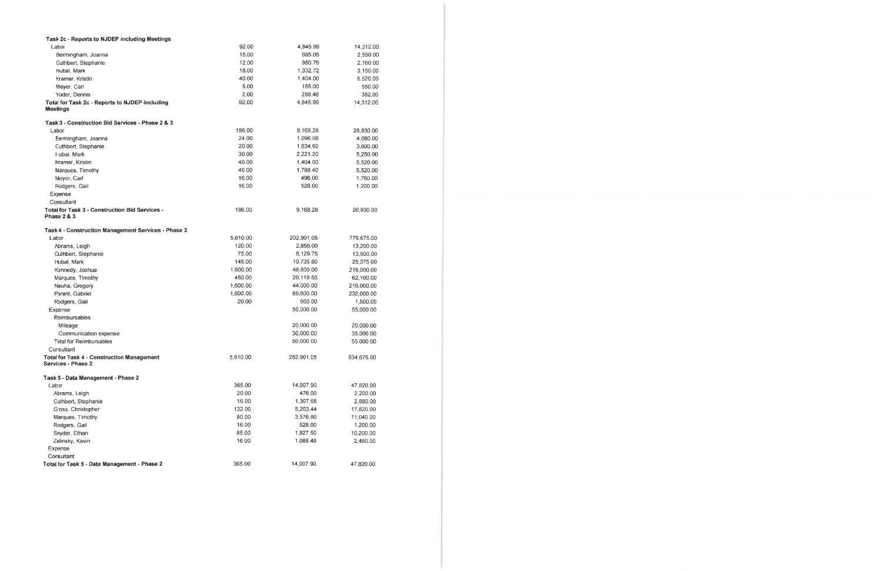| | | | |
|---|---|---|---|
| **Task 2c - Reports to NJDEP including Meetings** | | | |
| Labor | 92.00 | 4,845.99 | 14,312.00 |
| Bermingham, Joanna | 15.00 | 685.05 | 2,550.00 |
| Cuthbert, Stephanie | 12.00 | 980.76 | 2,160.00 |
| Hubal, Mark | 18.00 | 1,332.72 | 3,150.00 |
| Kramer, Kristin | 40.00 | 1,404.00 | 5,520.00 |
| Meyer, Carl | 5.00 | 155.00 | 550.00 |
| Yoder, Dennis | 2.00 | 288.46 | 382.00 |
| **Total for Task 2c - Reports to NJDEP including Meetings** | 92.00 | 4,845.99 | 14,312.00 |
| **Task 3 - Construction Bid Services - Phase 2 & 3** | | | |
| Labor | 186.00 | 9,168.28 | 26,930.00 |
| Bermingham, Joanna | 24.00 | 1,096.08 | 4,080.00 |
| Cuthbert, Stephanie | 20.00 | 1,634.60 | 3,600.00 |
| Hubal, Mark | 30.00 | 2,221.20 | 5,250.00 |
| Kramer, Kristin | 40.00 | 1,404.00 | 5,520.00 |
| Marques, Timothy | 40.00 | 1,788.40 | 5,520.00 |
| Meyer, Carl | 16.00 | 496.00 | 1,760.00 |
| Rodgers, Gail | 16.00 | 528.00 | 1,200.00 |
| Expense | | | |
| Consultant | | | |
| **Total for Task 3 - Construction Bid Services - Phase 2 & 3** | 186.00 | 9,168.28 | 26,930.00 |
| **Task 4 - Construction Management Services - Phase 2** | | | |
| Labor | 5,610.00 | 202,901.05 | 779,675.00 |
| Abrams, Leigh | 120.00 | 2,856.00 | 13,200.00 |
| Cuthbert, Stephanie | 75.00 | 6,129.75 | 13,500.00 |
| Hubal, Mark | 145.00 | 10,735.80 | 25,375.00 |
| Kennedy, Joshua | 1,600.00 | 48,800.00 | 216,000.00 |
| Marques, Timothy | 450.00 | 20,119.50 | 62,100.00 |
| Nauha, Gregory | 1,600.00 | 44,000.00 | 216,000.00 |
| Parent, Gabriel | 1,600.00 | 69,600.00 | 232,000.00 |
| Rodgers, Gail | 20.00 | 660.00 | 1,500.00 |
| Expense | | 50,000.00 | 55,000.00 |
| Reimbursables | | | |
| Mileage | | 20,000.00 | 20,000.00 |
| Communication expense | | 30,000.00 | 35,000.00 |
| Total for Reimbursables | | 50,000.00 | 55,000.00 |
| Consultant | | | |
| **Total for Task 4 - Construction Management Services - Phase 2** | 5,610.00 | 252,901.05 | 834,675.00 |
| **Task 5 - Data Management - Phase 2** | | | |
| Labor | 365.00 | 14,007.90 | 47,820.00 |
| Abrams, Leigh | 20.00 | 476.00 | 2,200.00 |
| Cuthbert, Stephanie | 16.00 | 1,307.68 | 2,880.00 |
| Gross, Christopher | 132.00 | 5,203.44 | 17,820.00 |
| Marques, Timothy | 80.00 | 3,576.80 | 11,040.00 |
| Rodgers, Gail | 16.00 | 528.00 | 1,200.00 |
| Snyder, Ethan | 85.00 | 1,827.50 | 10,200.00 |
| Zelinsky, Kevin | 16.00 | 1,088.48 | 2,480.00 |
| Expense | | | |
| Consultant | | | |
| **Total for Task 5 - Data Management - Phase 2** | 365.00 | 14,007.90 | 47,820.00 |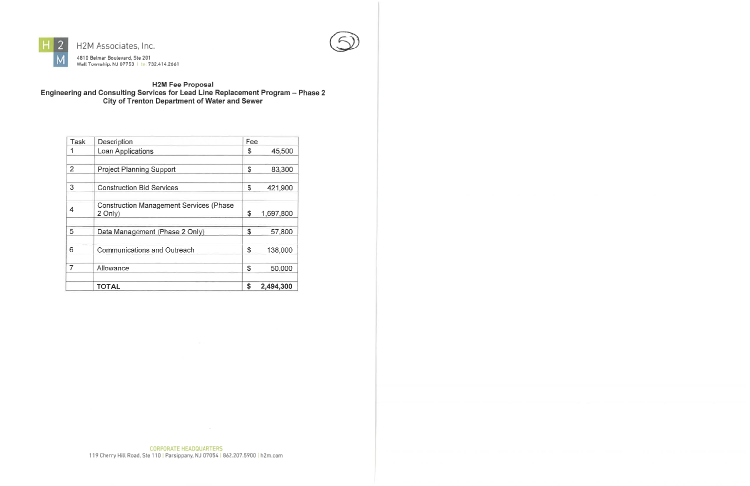H2M Associates, Inc.
4810 Belmar Boulevard, Ste 201
Wall Township, NJ 07753 | tel 732.414.2661

**H2M Fee Proposal**
**Engineering and Consulting Services for Lead Line Replacement Program – Phase 2**
**City of Trenton Department of Water and Sewer**

| Task | Description | Fee |
|---|---|---|
| 1 | Loan Applications | $ 45,500 |
| 2 | Project Planning Support | $ 83,300 |
| 3 | Construction Bid Services | $ 421,900 |
| 4 | Construction Management Services (Phase 2 Only) | $ 1,697,800 |
| 5 | Data Management (Phase 2 Only) | $ 57,800 |
| 6 | Communications and Outreach | $ 138,000 |
| 7 | Allowance | $ 50,000 |
| | **TOTAL** | **$ 2,494,300** |

CORPORATE HEADQUARTERS
119 Cherry Hill Road, Ste 110 | Parsippany, NJ 07054 | 862.207.5900 | h2m.com